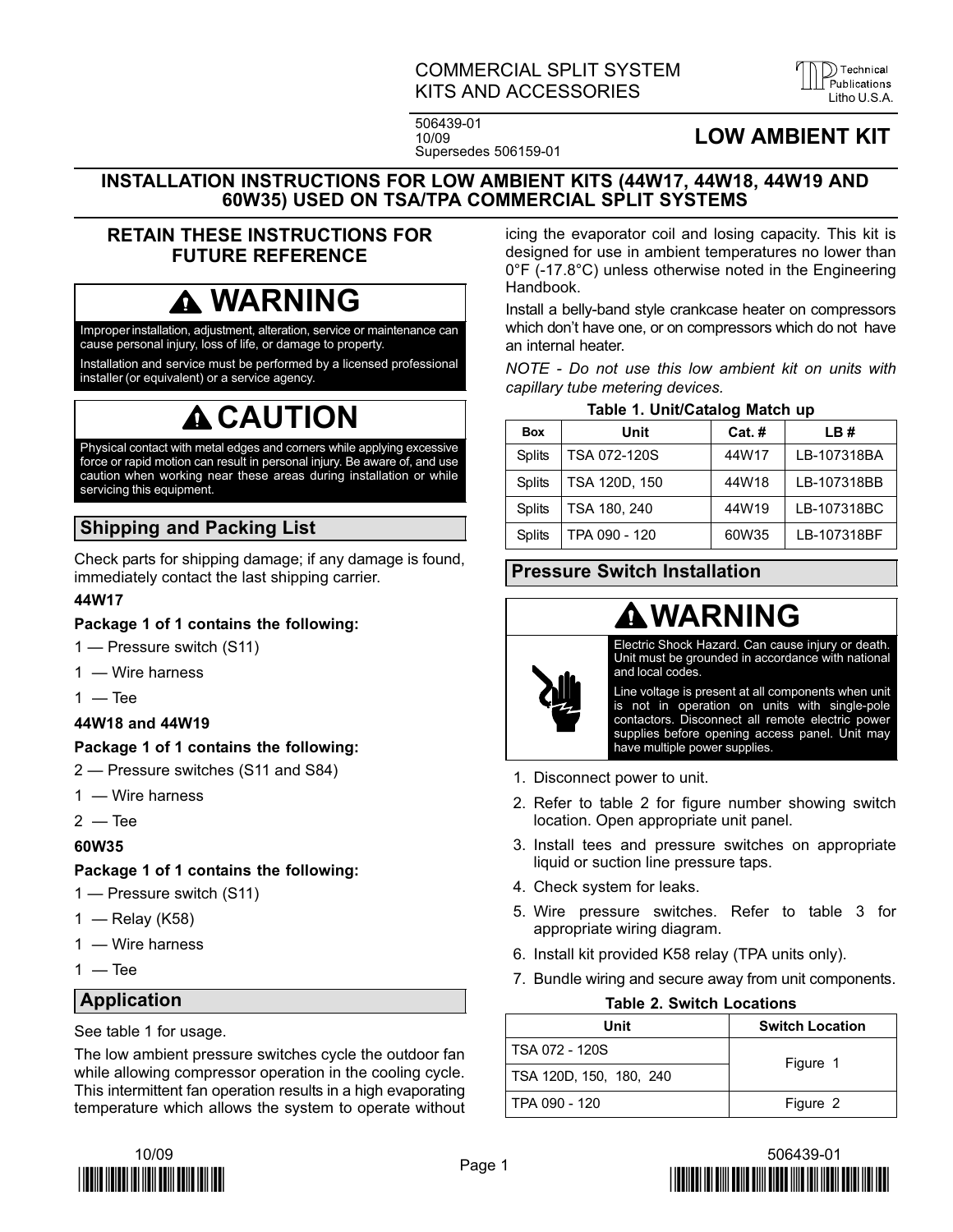COMMERCIAL SPLIT SYSTEM KITS AND ACCESSORIES

506439-01
10/09
Supersedes 506159-01

**LOW AMBIENT KIT**

# INSTALLATION INSTRUCTIONS FOR LOW AMBIENT KITS (44W17, 44W18, 44W19 AND 60W35) USED ON TSA/TPA COMMERCIAL SPLIT SYSTEMS

**RETAIN THESE INSTRUCTIONS FOR FUTURE REFERENCE**

**⚠ WARNING**

Improper installation, adjustment, alteration, service or maintenance can cause personal injury, loss of life, or damage to property.

Installation and service must be performed by a licensed professional installer (or equivalent) or a service agency.

**⚠ CAUTION**

Physical contact with metal edges and corners while applying excessive force or rapid motion can result in personal injury. Be aware of, and use caution when working near these areas during installation or while servicing this equipment.

## Shipping and Packing List

Check parts for shipping damage; if any damage is found, immediately contact the last shipping carrier.

**44W17**

**Package 1 of 1 contains the following:**

1 — Pressure switch (S11)

1 — Wire harness

1 — Tee

**44W18 and 44W19**

**Package 1 of 1 contains the following:**

2 — Pressure switches (S11 and S84)

1 — Wire harness

2 — Tee

**60W35**

**Package 1 of 1 contains the following:**

1 — Pressure switch (S11)

1 — Relay (K58)

1 — Wire harness

1 — Tee

## Application

See table 1 for usage.

The low ambient pressure switches cycle the outdoor fan while allowing compressor operation in the cooling cycle. This intermittent fan operation results in a high evaporating temperature which allows the system to operate without icing the evaporator coil and losing capacity. This kit is designed for use in ambient temperatures no lower than 0°F (-17.8°C) unless otherwise noted in the Engineering Handbook.

Install a belly-band style crankcase heater on compressors which don't have one, or on compressors which do not have an internal heater.

*NOTE - Do not use this low ambient kit on units with capillary tube metering devices.*

**Table 1. Unit/Catalog Match up**

| Box | Unit | Cat. # | LB # |
|---|---|---|---|
| Splits | TSA 072-120S | 44W17 | LB-107318BA |
| Splits | TSA 120D, 150 | 44W18 | LB-107318BB |
| Splits | TSA 180, 240 | 44W19 | LB-107318BC |
| Splits | TPA 090 - 120 | 60W35 | LB-107318BF |

## Pressure Switch Installation

**⚠ WARNING**

Electric Shock Hazard. Can cause injury or death. Unit must be grounded in accordance with national and local codes.

Line voltage is present at all components when unit is not in operation on units with single-pole contactors. Disconnect all remote electric power supplies before opening access panel. Unit may have multiple power supplies.

1. Disconnect power to unit.
2. Refer to table 2 for figure number showing switch location. Open appropriate unit panel.
3. Install tees and pressure switches on appropriate liquid or suction line pressure taps.
4. Check system for leaks.
5. Wire pressure switches. Refer to table 3 for appropriate wiring diagram.
6. Install kit provided K58 relay (TPA units only).
7. Bundle wiring and secure away from unit components.

**Table 2. Switch Locations**

| Unit | Switch Location |
|---|---|
| TSA 072 - 120S | Figure 1 |
| TSA 120D, 150, 180, 240 | Figure 1 |
| TPA 090 - 120 | Figure 2 |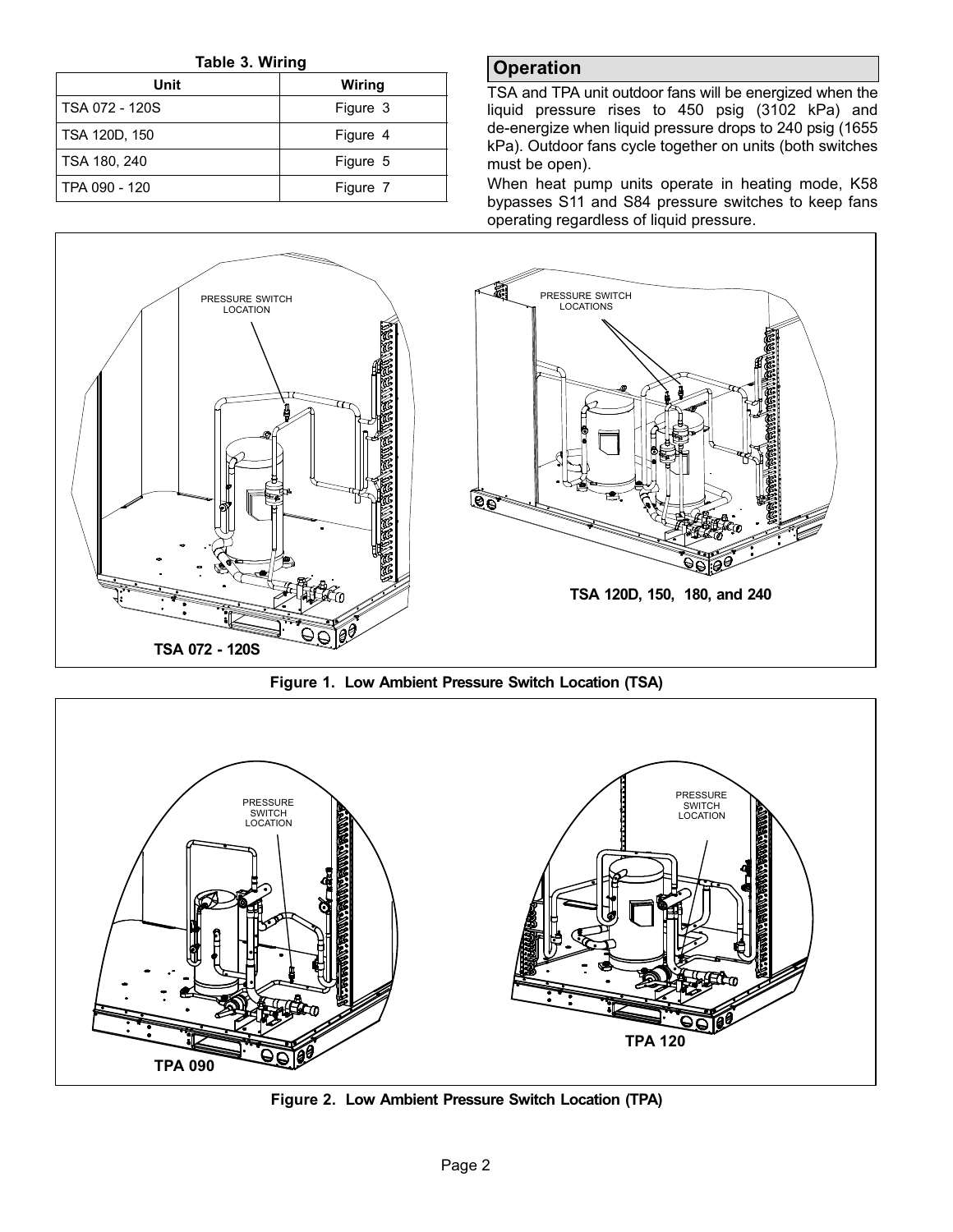**Table 3. Wiring**

| Unit | Wiring |
| --- | --- |
| TSA 072 - 120S | Figure 3 |
| TSA 120D, 150 | Figure 4 |
| TSA 180, 240 | Figure 5 |
| TPA 090 - 120 | Figure 7 |

## Operation

TSA and TPA unit outdoor fans will be energized when the liquid pressure rises to 450 psig (3102 kPa) and de-energize when liquid pressure drops to 240 psig (1655 kPa). Outdoor fans cycle together on units (both switches must be open).

When heat pump units operate in heating mode, K58 bypasses S11 and S84 pressure switches to keep fans operating regardless of liquid pressure.

PRESSURE SWITCH LOCATION

TSA 072 - 120S

PRESSURE SWITCH LOCATIONS

TSA 120D, 150, 180, and 240

**Figure 1. Low Ambient Pressure Switch Location (TSA)**

PRESSURE SWITCH LOCATION

TPA 090

PRESSURE SWITCH LOCATION

TPA 120

**Figure 2. Low Ambient Pressure Switch Location (TPA)**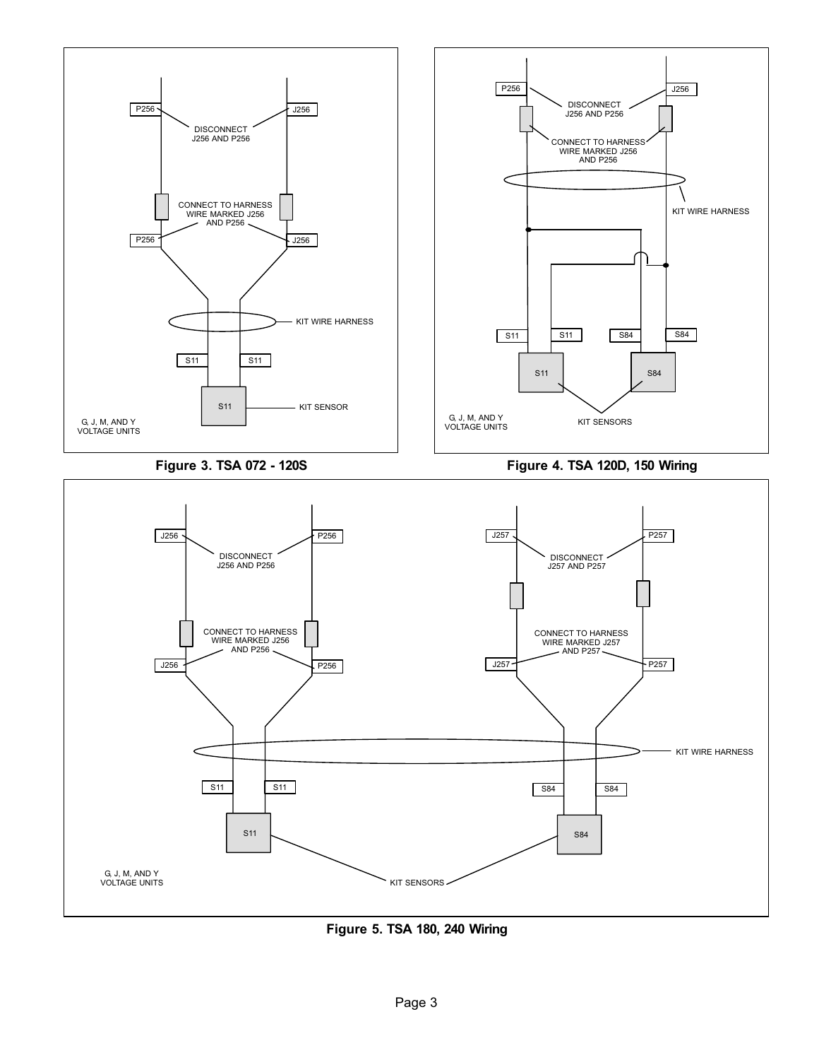P256

J256

DISCONNECT J256 AND P256

CONNECT TO HARNESS WIRE MARKED J256 AND P256

P256

J256

KIT WIRE HARNESS

S11

S11

S11

KIT SENSOR

G, J, M, AND Y VOLTAGE UNITS

**Figure 3. TSA 072 - 120S**

P256

J256

DISCONNECT J256 AND P256

CONNECT TO HARNESS WIRE MARKED J256 AND P256

KIT WIRE HARNESS

S11

S11

S84

S84

S11

S84

KIT SENSORS

G, J, M, AND Y VOLTAGE UNITS

**Figure 4. TSA 120D, 150 Wiring**

J256

P256

DISCONNECT J256 AND P256

CONNECT TO HARNESS WIRE MARKED J256 AND P256

J256

P256

J257

P257

DISCONNECT J257 AND P257

CONNECT TO HARNESS WIRE MARKED J257 AND P257

J257

P257

KIT WIRE HARNESS

S11

S11

S84

S84

S11

S84

KIT SENSORS

G, J, M, AND Y VOLTAGE UNITS

**Figure 5. TSA 180, 240 Wiring**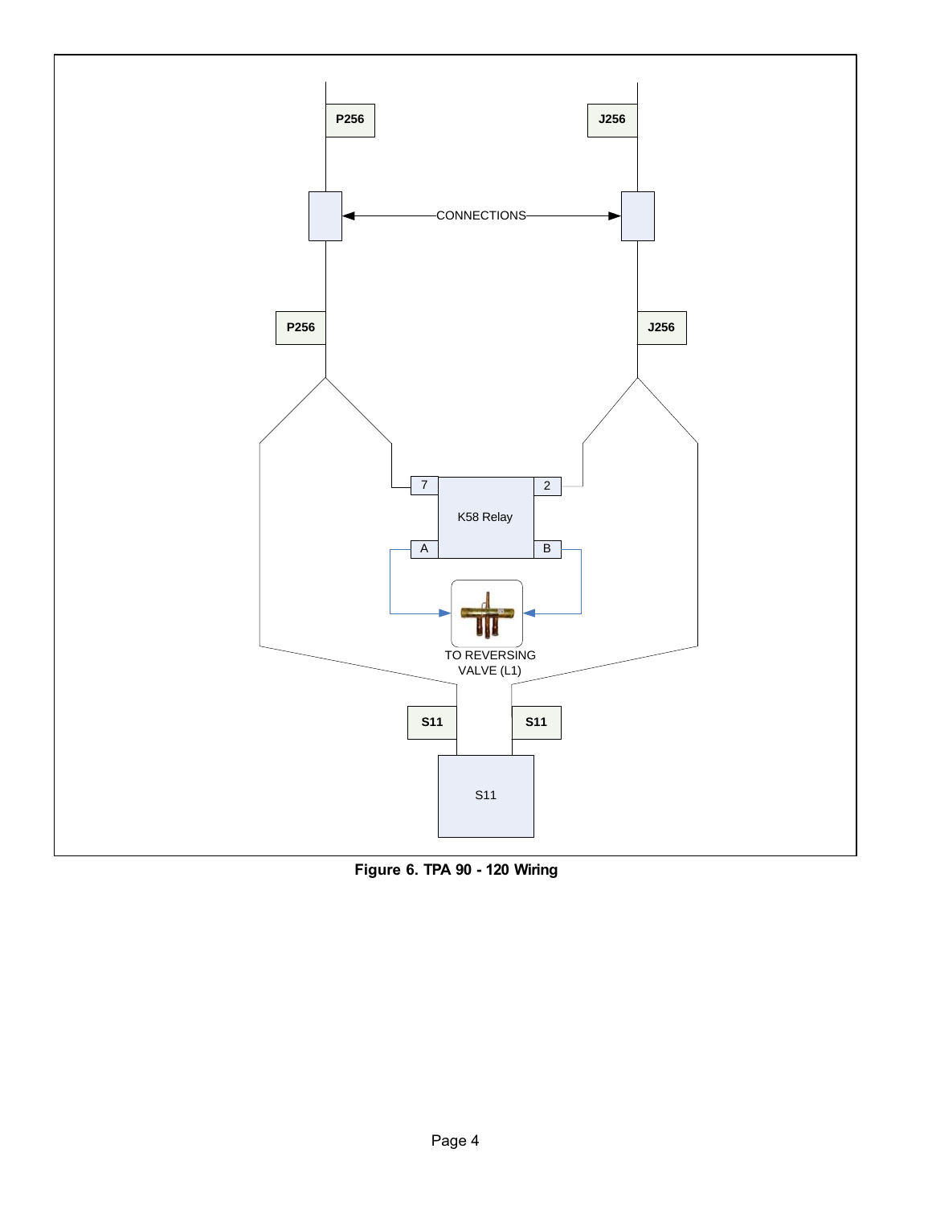P256

J256

CONNECTIONS

P256

J256

7

2

K58 Relay

A

B

TO REVERSING VALVE (L1)

S11

S11

S11

**Figure 6. TPA 90 - 120 Wiring**